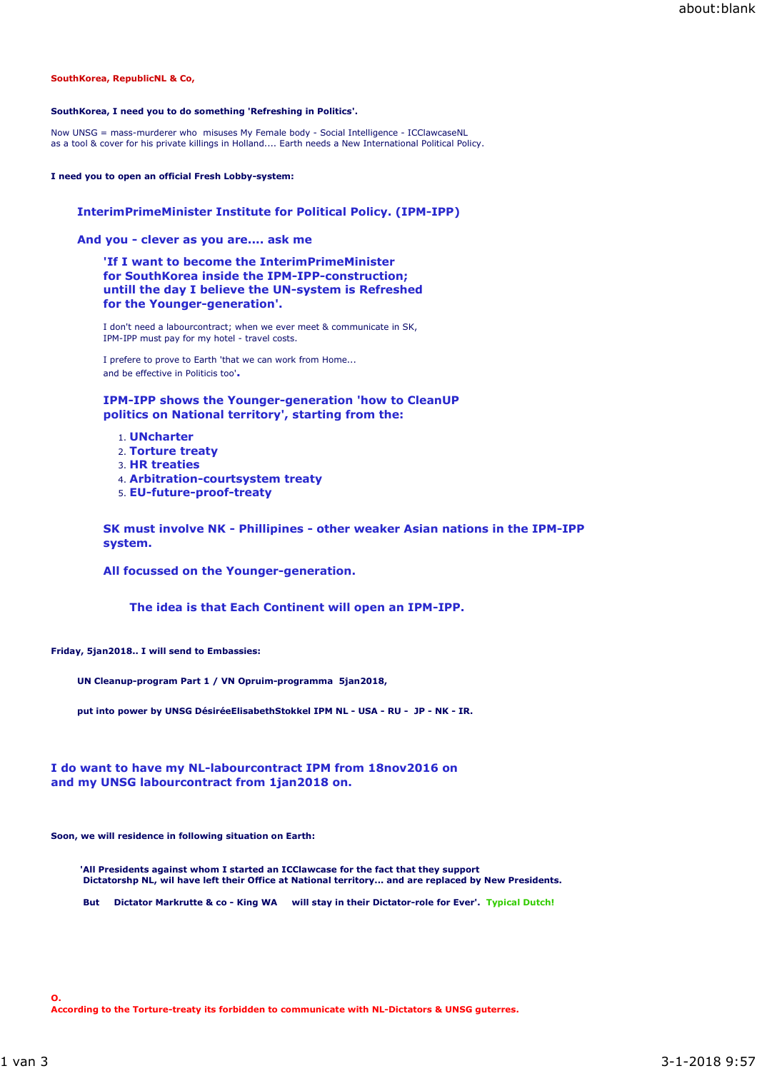**SouthKorea, RepublicNL & Co,**

**SouthKorea, I need you to do something 'Refreshing in Politics'.**

Now UNSG = mass-murderer who misuses My Female body - Social Intelligence - ICClawcaseNL
as a tool & cover for his private killings in Holland.... Earth needs a New International Political Policy.

**I need you to open an official Fresh Lobby-system:**

**InterimPrimeMinister Institute for Political Policy. (IPM-IPP)**

**And you - clever as you are.... ask me**

**'If I want to become the InterimPrimeMinister
for SouthKorea inside the IPM-IPP-construction;
untill the day I believe the UN-system is Refreshed
for the Younger-generation'.**

I don't need a labourcontract; when we ever meet & communicate in SK,
IPM-IPP must pay for my hotel - travel costs.

I prefere to prove to Earth 'that we can work from Home...
and be effective in Politicis too'**.**

**IPM-IPP shows the Younger-generation 'how to CleanUP
politics on National territory', starting from the:**

1. **UNcharter**
2. **Torture treaty**
3. **HR treaties**
4. **Arbitration-courtsystem treaty**
5. **EU-future-proof-treaty**

**SK must involve NK - Phillipines - other weaker Asian nations in the IPM-IPP
system.**

**All focussed on the Younger-generation.**

**The idea is that Each Continent will open an IPM-IPP.**

**Friday, 5jan2018.. I will send to Embassies:**

**UN Cleanup-program Part 1 / VN Opruim-programma 5jan2018,**

**put into power by UNSG DéséeElisabethStokkel IPM NL - USA - RU - JP - NK - IR.**

**I do want to have my NL-labourcontract IPM from 18nov2016 on
and my UNSG labourcontract from 1jan2018 on.**

**Soon, we will residence in following situation on Earth:**

**'All Presidents against whom I started an ICClawcase for the fact that they support
Dictatorshp NL, wil have left their Office at National territory... and are replaced by New Presidents.**

**But Dictator Markrutte & co - King WA will stay in their Dictator-role for Ever'. Typical Dutch!**

**O.
According to the Torture-treaty its forbidden to communicate with NL-Dictators & UNSG guterres.**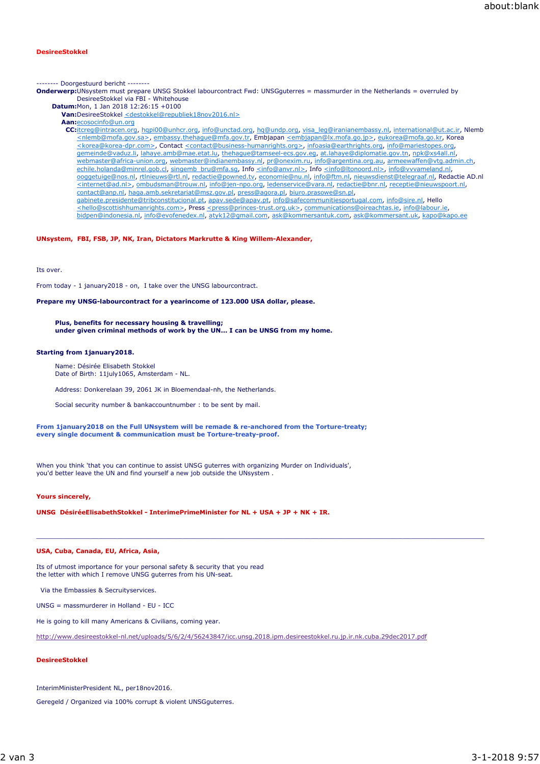**DesireeStokkel**

-------- Doorgestuurd bericht --------

**Onderwerp:** UNsystem must prepare UNSG Stokkel labourcontract Fwd: UNSGguterres = massmurder in the Netherlands = overruled by DesireeStokkel via FBI - Whitehouse
**Datum:** Mon, 1 Jan 2018 12:26:15 +0100
**Van:** DesireeStokkel <destokkel@republiek18nov2016.nl>
**Aan:** ecosocinfo@un.org
**CC:** itcreg@intracen.org, hqpi00@unhcr.org, info@unctad.org, hq@undp.org, visa_leg@iranianembassy.nl, international@ut.ac.ir, Nlemb <nlemb@mofa.gov.sa>, embassy.thehague@mfa.gov.tr, Embjapan <embjapan@lx.mofa.go.jp>, eukorea@mofa.go.kr, Korea <korea@korea-dpr.com>, Contact <contact@business-humanrights.org>, infoasia@earthrights.org, info@mariestopes.org, gemeinde@vaduz.li, lahaye.amb@mae.etat.lu, thehague@tamseel-ecs.gov.eg, at.lahaye@diplomatie.gov.tn, npk@xs4all.nl, webmaster@africa-union.org, webmaster@indianembassy.nl, pr@onexim.ru, info@argentina.org.au, armeewaffen@vtg.admin.ch, echile.holanda@minrel.gob.cl, singemb_bru@mfa.sg, Info <info@anvr.nl>, Info <info@ltonoord.nl>, info@vvvameland.nl, ooggetuige@nos.nl, rtlnieuws@rtl.nl, redactie@powned.tv, economie@nu.nl, info@ftm.nl, nieuwsdienst@telegraaf.nl, Redactie AD.nl <internet@ad.nl>, ombudsman@trouw.nl, info@jen-npo.org, ledenservice@vara.nl, redactie@bnr.nl, receptie@nieuwspoort.nl, contact@anp.nl, haga.amb.sekretariat@msz.gov.pl, press@agora.pl, biuro.prasowe@sn.pl, gabinete.presidente@tribconstitucional.pt, apav.sede@apav.pt, info@safecommunitiesportugal.com, info@sire.nl, Hello <hello@scottishhumanrights.com>, Press <press@princes-trust.org.uk>, communications@oireachtas.ie, info@labour.ie, bidpen@indonesia.nl, info@evofenedex.nl, atyk12@gmail.com, ask@kommersantuk.com, ask@kommersant.uk, kapo@kapo.ee

**UNsystem, FBI, FSB, JP, NK, Iran, Dictators Markrutte & King Willem-Alexander,**

Its over.

From today - 1 january2018 - on, I take over the UNSG labourcontract.

**Prepare my UNSG-labourcontract for a yearincome of 123.000 USA dollar, please.**

> **Plus, benefits for necessary housing & travelling;**
> **under given criminal methods of work by the UN... I can be UNSG from my home.**

**Starting from 1january2018.**

> Name: Désirée Elisabeth Stokkel
> Date of Birth: 11july1065, Amsterdam - NL.
>
> Address: Donkerelaan 39, 2061 JK in Bloemendaal-nh, the Netherlands.
>
> Social security number & bankaccountnumber : to be sent by mail.

**From 1january2018 on the Full UNsystem will be remade & re-anchored from the Torture-treaty;**
**every single document & communication must be Torture-treaty-proof.**

When you think 'that you can continue to assist UNSG guterres with organizing Murder on Individuals',
you'd better leave the UN and find yourself a new job outside the UNsystem .

**Yours sincerely,**

**UNSG DésiréeElisabethStokkel - InterimePrimeMinister for NL + USA + JP + NK + IR.**

---

**USA, Cuba, Canada, EU, Africa, Asia,**

Its of utmost importance for your personal safety & security that you read
the letter with which I remove UNSG guterres from his UN-seat.

Via the Embassies & Secruityservices.

UNSG = massmurderer in Holland - EU - ICC

He is going to kill many Americans & Civilians, coming year.

http://www.desireestokkel-nl.net/uploads/5/6/2/4/56243847/icc.unsg.2018.ipm.desireestokkel.ru.jp.ir.nk.cuba.29dec2017.pdf

**DesireeStokkel**

InterimMinisterPresident NL, per18nov2016.

Geregeld / Organized via 100% corrupt & violent UNSGguterres.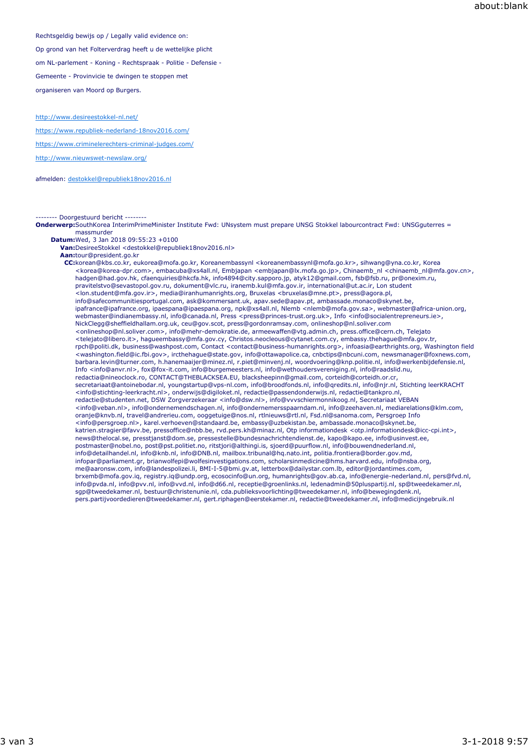Rechtsgeldig bewijs op / Legally valid evidence on:

Op grond van het Folterverdrag heeft u de wettelijke plicht

om NL-parlement - Koning - Rechtspraak - Politie - Defensie -

Gemeente - Provinvicie te dwingen te stoppen met

organiseren van Moord op Burgers.

http://www.desireestokkel-nl.net/

https://www.republiek-nederland-18nov2016.com/

https://www.criminelerechters-criminal-judges.com/

http://www.nieuwswet-newslaw.org/

afmelden: destokkel@republiek18nov2016.nl

-------- Doorgestuurd bericht --------

**Onderwerp:** SouthKorea InterimPrimeMinister Institute Fwd: UNsystem must prepare UNSG Stokkel labourcontract Fwd: UNSGguterres = massmurder

**Datum:** Wed, 3 Jan 2018 09:55:23 +0100

**Van:** DesireeStokkel <destokkel@republiek18nov2016.nl>

**Aan:** tour@president.go.kr

**CC:** korean@kbs.co.kr, eukorea@mofa.go.kr, Koreanembassynl <koreanembassynl@mofa.go.kr>, sihwang@yna.co.kr, Korea <korea@korea-dpr.com>, embacuba@xs4all.nl, Embjapan <embjapan@lx.mofa.go.jp>, Chinaemb_nl <chinaemb_nl@mfa.gov.cn>, hadgen@had.gov.hk, cfaenquiries@hkcfa.hk, info4894@city.sapporo.jp, atyk12@gmail.com, fsb@fsb.ru, pr@onexim.ru, pravitelstvo@sevastopol.gov.ru, dokument@vlc.ru, iranemb.kul@mfa.gov.ir, international@ut.ac.ir, Lon student <lon.student@mfa.gov.ir>, media@iranhumanrights.org, Bruxelas <bruxelas@mne.pt>, press@agora.pl, info@safecommunitiesportugal.com, ask@kommersant.uk, apav.sede@apav.pt, ambassade.monaco@skynet.be, ipafrance@ipafrance.org, ipaespana@ipaespana.org, npk@xs4all.nl, Nlemb <nlemb@mofa.gov.sa>, webmaster@africa-union.org, webmaster@indianembassy.nl, info@canada.nl, Press <press@princes-trust.org.uk>, Info <info@socialentrepreneurs.ie>, NickClegg@sheffieldhallam.org.uk, ceu@gov.scot, press@gordonramsay.com, onlineshop@nl.soliver.com <onlineshop@nl.soliver.com>, info@mehr-demokratie.de, armeewaffen@vtg.admin.ch, press.office@cern.ch, Telejato <telejato@libero.it>, hagueembassy@mfa.gov.cy, Christos.neocleous@cytanet.com.cy, embassy.thehague@mfa.gov.tr, rpch@politi.dk, business@washpost.com, Contact <contact@business-humanrights.org>, infoasia@earthrights.org, Washington field <washington.field@ic.fbi.gov>, ircthehague@state.gov, info@ottawapolice.ca, cnbctips@nbcuni.com, newsmanager@foxnews.com, barbara.levin@turner.com, h.hanemaaijer@minez.nl, r.piet@minvenj.nl, woordvoering@knp.politie.nl, info@werkenbijdefensie.nl, Info <info@anvr.nl>, fox@fox-it.com, info@burgemeesters.nl, info@wethoudersvereniging.nl, info@raadslid.nu, redactia@nineoclock.ro, CONTACT@THEBLACKSEA.EU, blacksheepinn@gmail.com, corteidh@corteidh.or.cr, secretariaat@antoinebodar.nl, youngstartup@vps-nl.com, info@broodfonds.nl, info@qredits.nl, info@njr.nl, Stichting leerKRACHT <info@stichting-leerkracht.nl>, onderwijs@digiloket.nl, redactie@passendonderwijs.nl, redactie@tankpro.nl, redactie@studenten.net, DSW Zorgverzekeraar <info@dsw.nl>, info@vvvschiermonnikoog.nl, Secretariaat VEBAN <info@veban.nl>, info@ondernemendschagen.nl, info@ondernemersspaarndam.nl, info@zeehaven.nl, mediarelations@klm.com, oranje@knvb.nl, travel@andrerieu.com, ooggetuige@nos.nl, rtlnieuws@rtl.nl, Fsd.nl@sanoma.com, Persgroep Info <info@persgroep.nl>, karel.verhoeven@standaard.be, embassy@uzbekistan.be, ambassade.monaco@skynet.be, katrien.stragier@favv.be, pressoffice@nbb.be, rvd.pers.kh@minaz.nl, Otp informationdesk <otp.informationdesk@icc-cpi.int>, news@thelocal.se, presstjanst@dom.se, pressestelle@bundesnachrichtendienst.de, kapo@kapo.ee, info@usinvest.ee, postmaster@nobel.no, post@pst.politiet.no, ritstjori@althingi.is, sjoerd@puurflow.nl, info@bouwendnederland.nl, info@detailhandel.nl, info@knb.nl, info@DNB.nl, mailbox.tribunal@hq.nato.int, politia.frontiera@border.gov.md, infopar@parliament.gr, brianwolfepi@wolfesinvestigations.com, scholarsinmedicine@hms.harvard.edu, info@nsba.org, me@aaronsw.com, info@landespolizei.li, BMI-I-5@bmi.gv.at, letterbox@dailystar.com.lb, editor@jordantimes.com, brxemb@mofa.gov.iq, registry.iq@undp.org, ecosocinfo@un.org, humanrights@gov.ab.ca, info@energie-nederland.nl, pers@fvd.nl, info@pvda.nl, info@pvv.nl, info@vvd.nl, info@d66.nl, receptie@groenlinks.nl, ledenadmin@50pluspartij.nl, sp@tweedekamer.nl, sgp@tweedekamer.nl, bestuur@christenunie.nl, cda.publieksvoorlichting@tweedekamer.nl, info@bewegingdenk.nl, pers.partijvoordedieren@tweedekamer.nl, gert.riphagen@eerstekamer.nl, redactie@tweedekamer.nl, info@medicijngebruik.nl